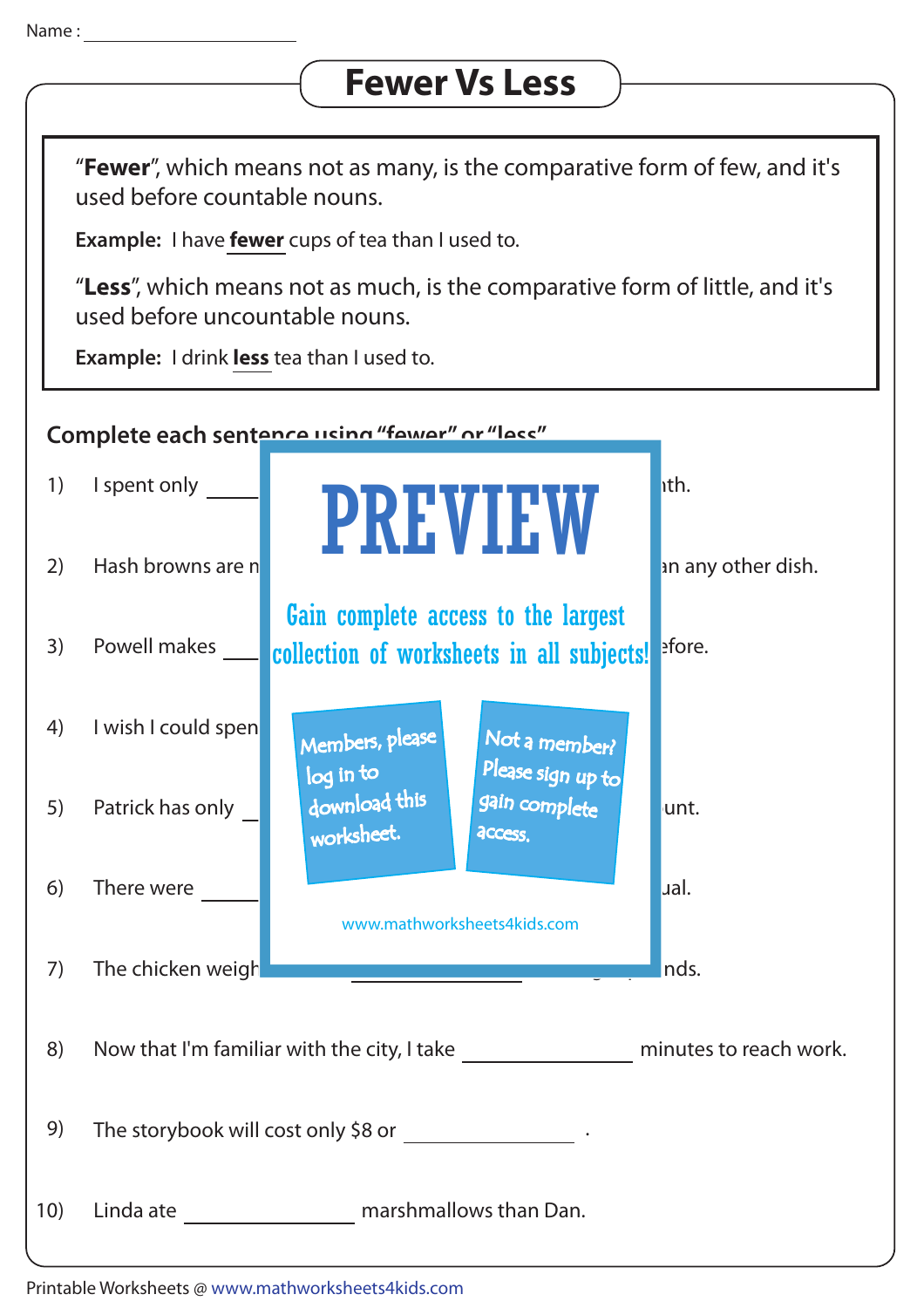Name : ____________________

# Fewer Vs Less

"**Fewer**", which means not as many, is the comparative form of few, and it's used before countable nouns.

**Example:** I have **fewer** cups of tea than I used to.

"**Less**", which means not as much, is the comparative form of little, and it's used before uncountable nouns.

**Example:** I drink **less** tea than I used to.

## Complete each sentence using "fewer" or "less"

1) I spent only ______ ... nth.

2) Hash browns are n ... an any other dish.

3) Powell makes ______ ... efore.

4) I wish I could spen ...

5) Patrick has only ______ ... unt.

6) There were ______ ... ual.

7) The chicken weigh ... ______ ... nds.

8) Now that I'm familiar with the city, I take ______________ minutes to reach work.

9) The storybook will cost only $8 or ______________ .

10) Linda ate ______________ marshmallows than Dan.

PREVIEW

Gain complete access to the largest collection of worksheets in all subjects!

Members, please log in to download this worksheet.

Not a member? Please sign up to gain complete access.

www.mathworksheets4kids.com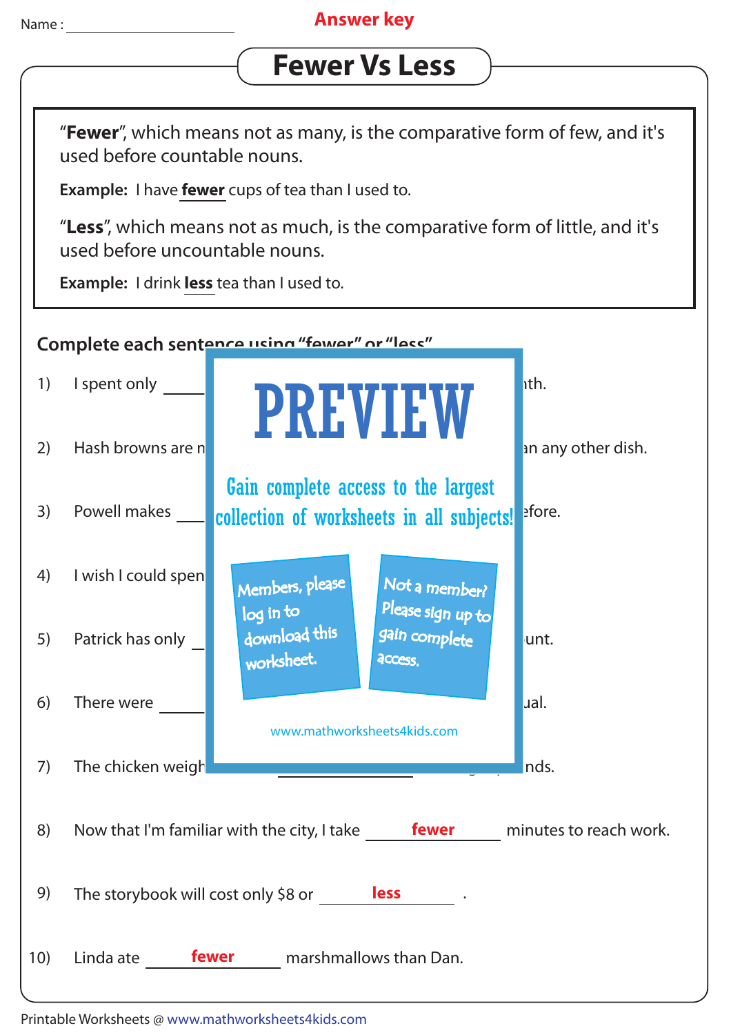Name : ____________________

**Answer key**

# Fewer Vs Less

"**Fewer**", which means not as many, is the comparative form of few, and it's used before countable nouns.

**Example:** I have **fewer** cups of tea than I used to.

"**Less**", which means not as much, is the comparative form of little, and it's used before uncountable nouns.

**Example:** I drink **less** tea than I used to.

## Complete each sentence using "fewer" or "less"

1) I spent only ______ ... nth.

2) Hash browns are n ... an any other dish.

3) Powell makes ______ ... efore.

4) I wish I could spen ...

5) Patrick has only ______ ... unt.

6) There were ______ ... ual.

7) The chicken weigh ... nds.

8) Now that I'm familiar with the city, I take **fewer** minutes to reach work.

9) The storybook will cost only $8 or **less** .

10) Linda ate **fewer** marshmallows than Dan.

PREVIEW

Gain complete access to the largest collection of worksheets in all subjects!

Members, please log in to download this worksheet.

Not a member? Please sign up to gain complete access.

www.mathworksheets4kids.com

Printable Worksheets @ www.mathworksheets4kids.com